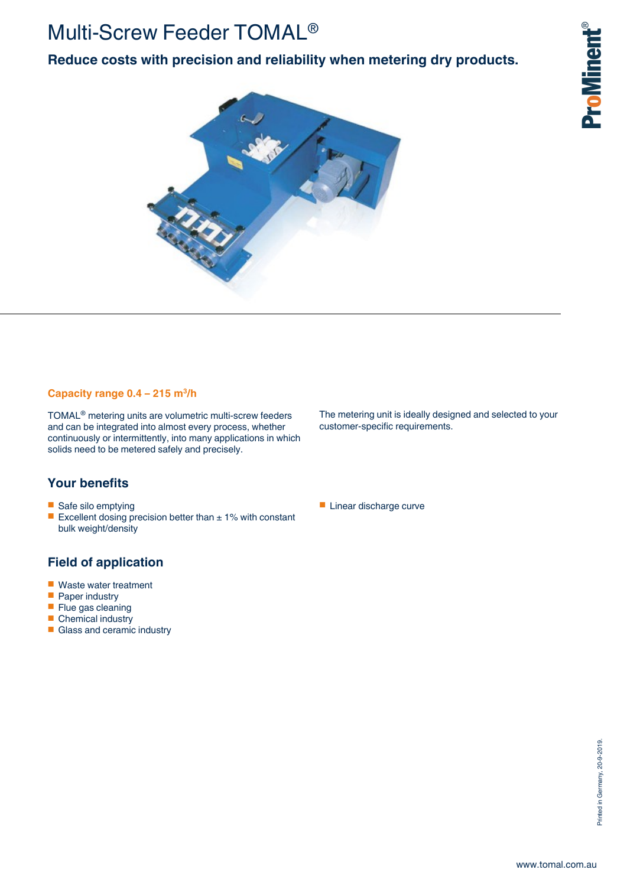# Multi-Screw Feeder TOMAL®

## Reduce costs with precision and reliability when metering dry products.

**Capacity range 0.4 – 215 m³/h**

TOMAL® metering units are volumetric multi-screw feeders and can be integrated into almost every process, whether continuously or intermittently, into many applications in which solids need to be metered safely and precisely.

The metering unit is ideally designed and selected to your customer-specific requirements.

## Your benefits

- Safe silo emptying
- Excellent dosing precision better than ± 1% with constant bulk weight/density
- Linear discharge curve

## Field of application

- Waste water treatment
- Paper industry
- Flue gas cleaning
- Chemical industry
- Glass and ceramic industry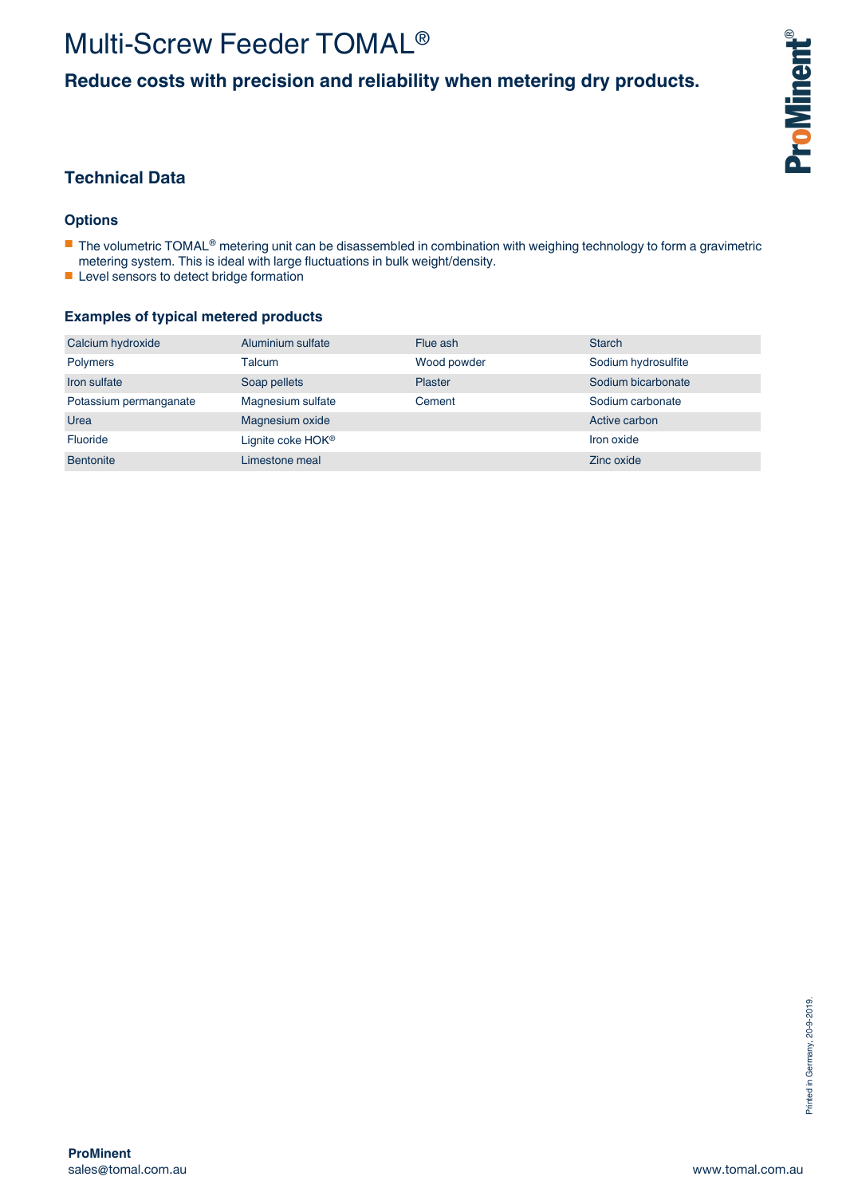# Multi-Screw Feeder TOMAL®

**Reduce costs with precision and reliability when metering dry products.**

## Technical Data

### Options

- The volumetric TOMAL® metering unit can be disassembled in combination with weighing technology to form a gravimetric metering system. This is ideal with large fluctuations in bulk weight/density.
- Level sensors to detect bridge formation

### Examples of typical metered products

| | | | |
|---|---|---|---|
| Calcium hydroxide | Aluminium sulfate | Flue ash | Starch |
| Polymers | Talcum | Wood powder | Sodium hydrosulfite |
| Iron sulfate | Soap pellets | Plaster | Sodium bicarbonate |
| Potassium permanganate | Magnesium sulfate | Cement | Sodium carbonate |
| Urea | Magnesium oxide | | Active carbon |
| Fluoride | Lignite coke HOK® | | Iron oxide |
| Bentonite | Limestone meal | | Zinc oxide |

Printed in Germany, 20-9-2019.

**ProMinent**
sales@tomal.com.au

www.tomal.com.au